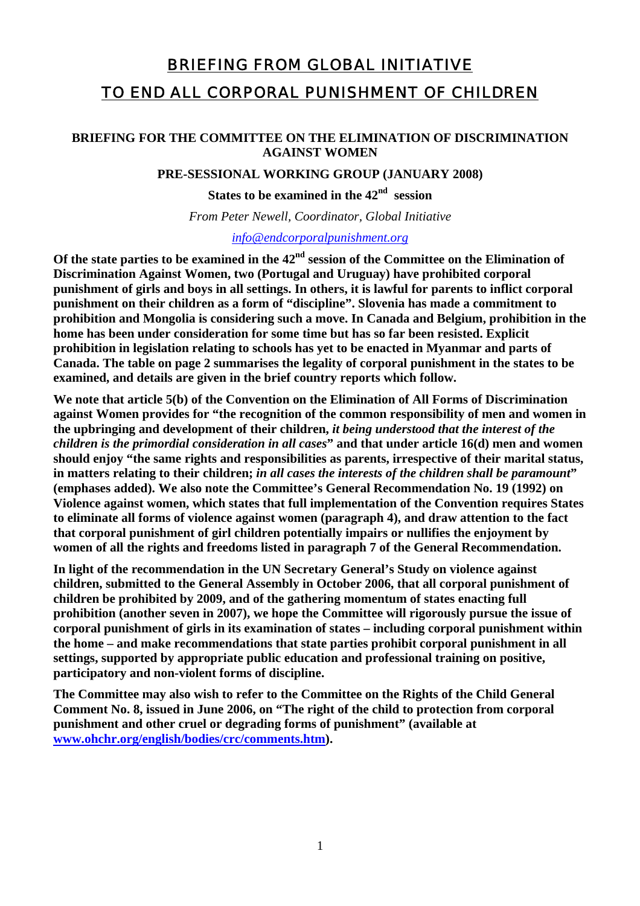// Note: "42nd" superscript "nd" rendered as plain text.

# BRIEFING FROM GLOBAL INITIATIVE TO END ALL CORPORAL PUNISHMENT OF CHILDREN

## BRIEFING FOR THE COMMITTEE ON THE ELIMINATION OF DISCRIMINATION AGAINST WOMEN

### PRE-SESSIONAL WORKING GROUP (JANUARY 2008)

**States to be examined in the 42nd session**

*From Peter Newell, Coordinator, Global Initiative*

*info@endcorporalpunishment.org*

**Of the state parties to be examined in the 42nd session of the Committee on the Elimination of Discrimination Against Women, two (Portugal and Uruguay) have prohibited corporal punishment of girls and boys in all settings. In others, it is lawful for parents to inflict corporal punishment on their children as a form of "discipline". Slovenia has made a commitment to prohibition and Mongolia is considering such a move. In Canada and Belgium, prohibition in the home has been under consideration for some time but has so far been resisted. Explicit prohibition in legislation relating to schools has yet to be enacted in Myanmar and parts of Canada. The table on page 2 summarises the legality of corporal punishment in the states to be examined, and details are given in the brief country reports which follow.**

**We note that article 5(b) of the Convention on the Elimination of All Forms of Discrimination against Women provides for "the recognition of the common responsibility of men and women in the upbringing and development of their children, *it being understood that the interest of the children is the primordial consideration in all cases*" and that under article 16(d) men and women should enjoy "the same rights and responsibilities as parents, irrespective of their marital status, in matters relating to their children; *in all cases the interests of the children shall be paramount*" (emphases added). We also note the Committee's General Recommendation No. 19 (1992) on Violence against women, which states that full implementation of the Convention requires States to eliminate all forms of violence against women (paragraph 4), and draw attention to the fact that corporal punishment of girl children potentially impairs or nullifies the enjoyment by women of all the rights and freedoms listed in paragraph 7 of the General Recommendation.**

**In light of the recommendation in the UN Secretary General's Study on violence against children, submitted to the General Assembly in October 2006, that all corporal punishment of children be prohibited by 2009, and of the gathering momentum of states enacting full prohibition (another seven in 2007), we hope the Committee will rigorously pursue the issue of corporal punishment of girls in its examination of states – including corporal punishment within the home – and make recommendations that state parties prohibit corporal punishment in all settings, supported by appropriate public education and professional training on positive, participatory and non-violent forms of discipline.**

**The Committee may also wish to refer to the Committee on the Rights of the Child General Comment No. 8, issued in June 2006, on "The right of the child to protection from corporal punishment and other cruel or degrading forms of punishment" (available at www.ohchr.org/english/bodies/crc/comments.htm).**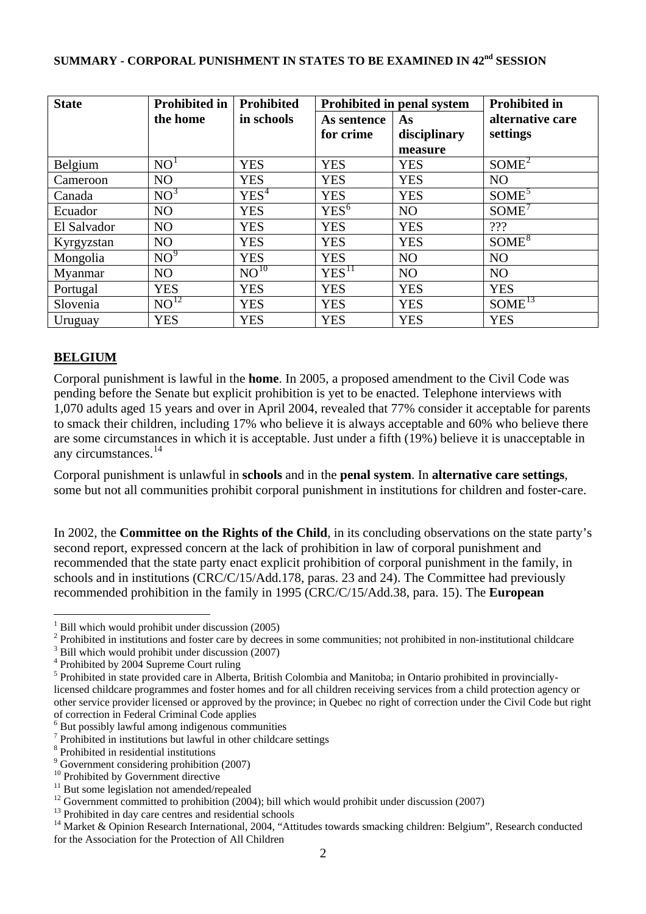**SUMMARY - CORPORAL PUNISHMENT IN STATES TO BE EXAMINED IN 42nd SESSION**

| State | Prohibited in the home | Prohibited in schools | Prohibited in penal system | | Prohibited in alternative care settings |
|---|---|---|---|---|---|
| | | | As sentence for crime | As disciplinary measure | |
| Belgium | NO[1] | YES | YES | YES | SOME[2] |
| Cameroon | NO | YES | YES | YES | NO |
| Canada | NO[3] | YES[4] | YES | YES | SOME[5] |
| Ecuador | NO | YES | YES[6] | NO | SOME[7] |
| El Salvador | NO | YES | YES | YES | ??? |
| Kyrgyzstan | NO | YES | YES | YES | SOME[8] |
| Mongolia | NO[9] | YES | YES | NO | NO |
| Myanmar | NO | NO[10] | YES[11] | NO | NO |
| Portugal | YES | YES | YES | YES | YES |
| Slovenia | NO[12] | YES | YES | YES | SOME[13] |
| Uruguay | YES | YES | YES | YES | YES |

## BELGIUM

Corporal punishment is lawful in the **home**. In 2005, a proposed amendment to the Civil Code was pending before the Senate but explicit prohibition is yet to be enacted. Telephone interviews with 1,070 adults aged 15 years and over in April 2004, revealed that 77% consider it acceptable for parents to smack their children, including 17% who believe it is always acceptable and 60% who believe there are some circumstances in which it is acceptable. Just under a fifth (19%) believe it is unacceptable in any circumstances.[14]

Corporal punishment is unlawful in **schools** and in the **penal system**. In **alternative care settings**, some but not all communities prohibit corporal punishment in institutions for children and foster-care.

In 2002, the **Committee on the Rights of the Child**, in its concluding observations on the state party's second report, expressed concern at the lack of prohibition in law of corporal punishment and recommended that the state party enact explicit prohibition of corporal punishment in the family, in schools and in institutions (CRC/C/15/Add.178, paras. 23 and 24). The Committee had previously recommended prohibition in the family in 1995 (CRC/C/15/Add.38, para. 15). The **European**

---

[1] Bill which would prohibit under discussion (2005)

[2] Prohibited in institutions and foster care by decrees in some communities; not prohibited in non-institutional childcare

[3] Bill which would prohibit under discussion (2007)

[4] Prohibited by 2004 Supreme Court ruling

[5] Prohibited in state provided care in Alberta, British Colombia and Manitoba; in Ontario prohibited in provincially-licensed childcare programmes and foster homes and for all children receiving services from a child protection agency or other service provider licensed or approved by the province; in Quebec no right of correction under the Civil Code but right of correction in Federal Criminal Code applies

[6] But possibly lawful among indigenous communities

[7] Prohibited in institutions but lawful in other childcare settings

[8] Prohibited in residential institutions

[9] Government considering prohibition (2007)

[10] Prohibited by Government directive

[11] But some legislation not amended/repealed

[12] Government committed to prohibition (2004); bill which would prohibit under discussion (2007)

[13] Prohibited in day care centres and residential schools

[14] Market & Opinion Research International, 2004, "Attitudes towards smacking children: Belgium", Research conducted for the Association for the Protection of All Children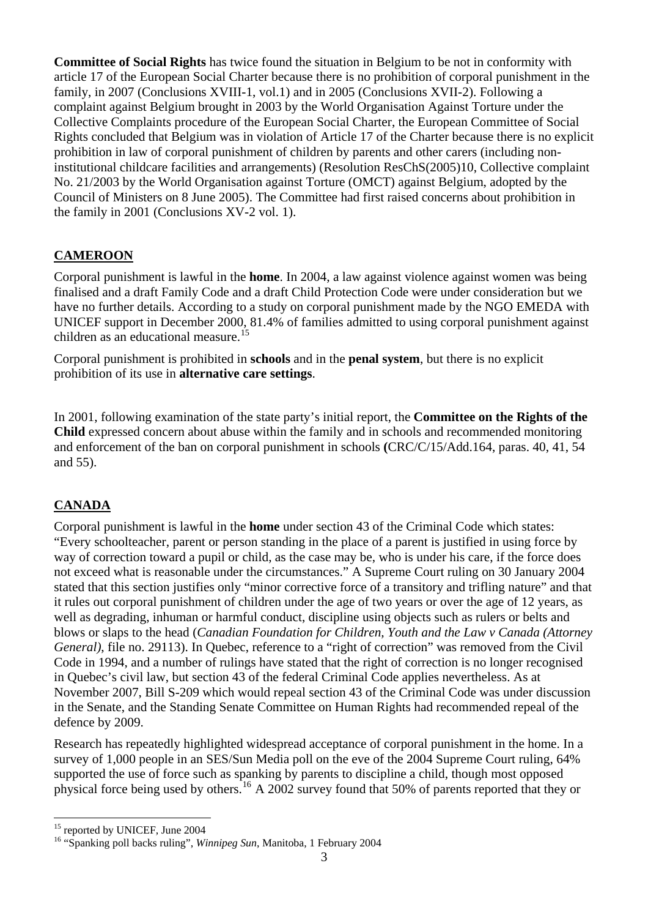**Committee of Social Rights** has twice found the situation in Belgium to be not in conformity with article 17 of the European Social Charter because there is no prohibition of corporal punishment in the family, in 2007 (Conclusions XVIII-1, vol.1) and in 2005 (Conclusions XVII-2). Following a complaint against Belgium brought in 2003 by the World Organisation Against Torture under the Collective Complaints procedure of the European Social Charter, the European Committee of Social Rights concluded that Belgium was in violation of Article 17 of the Charter because there is no explicit prohibition in law of corporal punishment of children by parents and other carers (including non-institutional childcare facilities and arrangements) (Resolution ResChS(2005)10, Collective complaint No. 21/2003 by the World Organisation against Torture (OMCT) against Belgium, adopted by the Council of Ministers on 8 June 2005). The Committee had first raised concerns about prohibition in the family in 2001 (Conclusions XV-2 vol. 1).

## CAMEROON

Corporal punishment is lawful in the **home**. In 2004, a law against violence against women was being finalised and a draft Family Code and a draft Child Protection Code were under consideration but we have no further details. According to a study on corporal punishment made by the NGO EMEDA with UNICEF support in December 2000, 81.4% of families admitted to using corporal punishment against children as an educational measure.[15]

Corporal punishment is prohibited in **schools** and in the **penal system**, but there is no explicit prohibition of its use in **alternative care settings**.

In 2001, following examination of the state party's initial report, the **Committee on the Rights of the Child** expressed concern about abuse within the family and in schools and recommended monitoring and enforcement of the ban on corporal punishment in schools **(**CRC/C/15/Add.164, paras. 40, 41, 54 and 55).

## CANADA

Corporal punishment is lawful in the **home** under section 43 of the Criminal Code which states: "Every schoolteacher, parent or person standing in the place of a parent is justified in using force by way of correction toward a pupil or child, as the case may be, who is under his care, if the force does not exceed what is reasonable under the circumstances." A Supreme Court ruling on 30 January 2004 stated that this section justifies only "minor corrective force of a transitory and trifling nature" and that it rules out corporal punishment of children under the age of two years or over the age of 12 years, as well as degrading, inhuman or harmful conduct, discipline using objects such as rulers or belts and blows or slaps to the head (*Canadian Foundation for Children, Youth and the Law v Canada (Attorney General)*, file no. 29113). In Quebec, reference to a "right of correction" was removed from the Civil Code in 1994, and a number of rulings have stated that the right of correction is no longer recognised in Quebec's civil law, but section 43 of the federal Criminal Code applies nevertheless. As at November 2007, Bill S-209 which would repeal section 43 of the Criminal Code was under discussion in the Senate, and the Standing Senate Committee on Human Rights had recommended repeal of the defence by 2009.

Research has repeatedly highlighted widespread acceptance of corporal punishment in the home. In a survey of 1,000 people in an SES/Sun Media poll on the eve of the 2004 Supreme Court ruling, 64% supported the use of force such as spanking by parents to discipline a child, though most opposed physical force being used by others.[16] A 2002 survey found that 50% of parents reported that they or

---

[15] reported by UNICEF, June 2004

[16] "Spanking poll backs ruling", *Winnipeg Sun*, Manitoba, 1 February 2004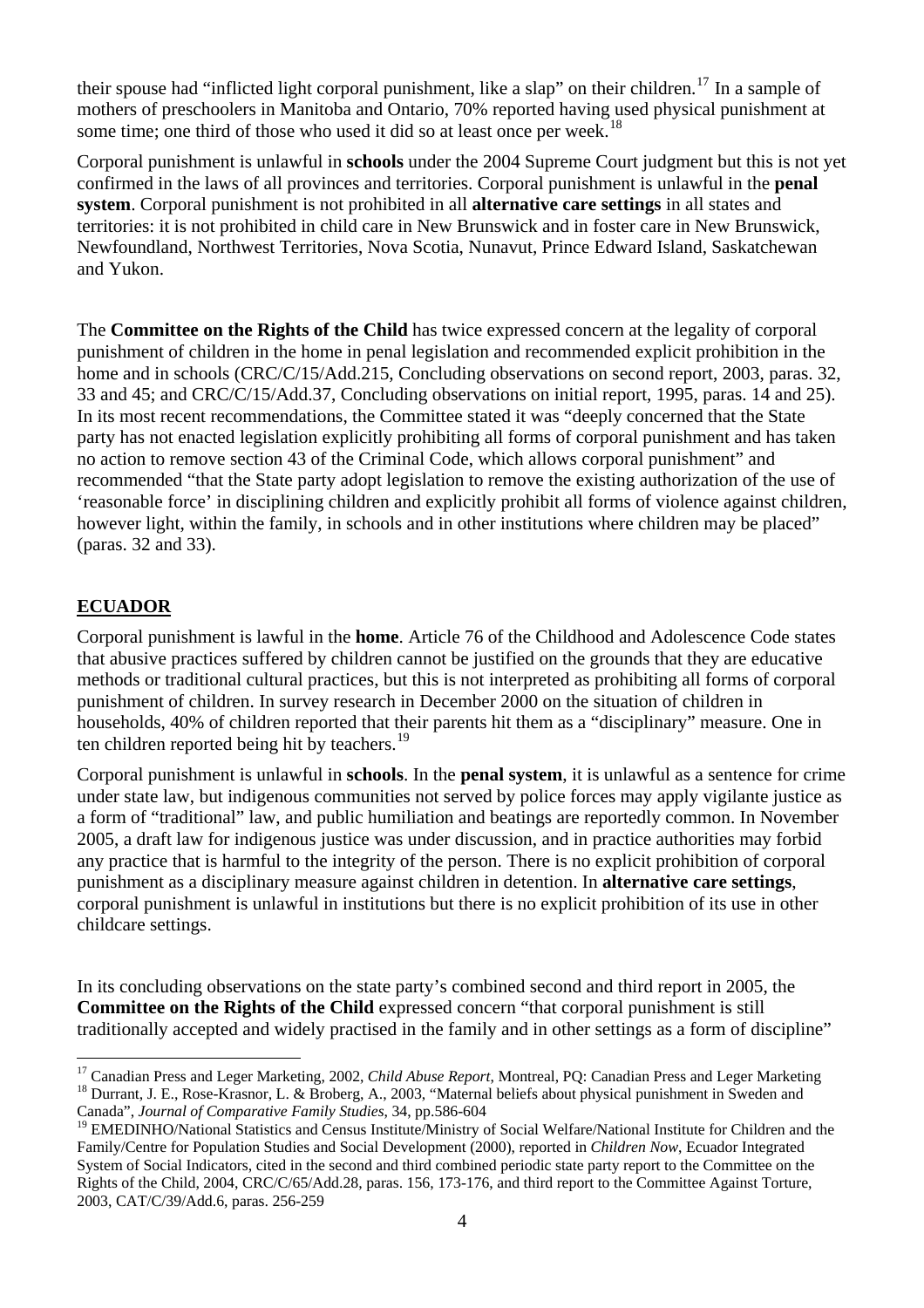their spouse had "inflicted light corporal punishment, like a slap" on their children.[17] In a sample of mothers of preschoolers in Manitoba and Ontario, 70% reported having used physical punishment at some time; one third of those who used it did so at least once per week.[18]

Corporal punishment is unlawful in **schools** under the 2004 Supreme Court judgment but this is not yet confirmed in the laws of all provinces and territories. Corporal punishment is unlawful in the **penal system**. Corporal punishment is not prohibited in all **alternative care settings** in all states and territories: it is not prohibited in child care in New Brunswick and in foster care in New Brunswick, Newfoundland, Northwest Territories, Nova Scotia, Nunavut, Prince Edward Island, Saskatchewan and Yukon.

The **Committee on the Rights of the Child** has twice expressed concern at the legality of corporal punishment of children in the home in penal legislation and recommended explicit prohibition in the home and in schools (CRC/C/15/Add.215, Concluding observations on second report, 2003, paras. 32, 33 and 45; and CRC/C/15/Add.37, Concluding observations on initial report, 1995, paras. 14 and 25). In its most recent recommendations, the Committee stated it was "deeply concerned that the State party has not enacted legislation explicitly prohibiting all forms of corporal punishment and has taken no action to remove section 43 of the Criminal Code, which allows corporal punishment" and recommended "that the State party adopt legislation to remove the existing authorization of the use of 'reasonable force' in disciplining children and explicitly prohibit all forms of violence against children, however light, within the family, in schools and in other institutions where children may be placed" (paras. 32 and 33).

## ECUADOR

Corporal punishment is lawful in the **home**. Article 76 of the Childhood and Adolescence Code states that abusive practices suffered by children cannot be justified on the grounds that they are educative methods or traditional cultural practices, but this is not interpreted as prohibiting all forms of corporal punishment of children. In survey research in December 2000 on the situation of children in households, 40% of children reported that their parents hit them as a "disciplinary" measure. One in ten children reported being hit by teachers.[19]

Corporal punishment is unlawful in **schools**. In the **penal system**, it is unlawful as a sentence for crime under state law, but indigenous communities not served by police forces may apply vigilante justice as a form of "traditional" law, and public humiliation and beatings are reportedly common. In November 2005, a draft law for indigenous justice was under discussion, and in practice authorities may forbid any practice that is harmful to the integrity of the person. There is no explicit prohibition of corporal punishment as a disciplinary measure against children in detention. In **alternative care settings**, corporal punishment is unlawful in institutions but there is no explicit prohibition of its use in other childcare settings.

In its concluding observations on the state party's combined second and third report in 2005, the **Committee on the Rights of the Child** expressed concern "that corporal punishment is still traditionally accepted and widely practised in the family and in other settings as a form of discipline"

---

[17] Canadian Press and Leger Marketing, 2002, *Child Abuse Report*, Montreal, PQ: Canadian Press and Leger Marketing

[18] Durrant, J. E., Rose-Krasnor, L. & Broberg, A., 2003, "Maternal beliefs about physical punishment in Sweden and Canada", *Journal of Comparative Family Studies*, 34, pp.586-604

[19] EMEDINHO/National Statistics and Census Institute/Ministry of Social Welfare/National Institute for Children and the Family/Centre for Population Studies and Social Development (2000), reported in *Children Now*, Ecuador Integrated System of Social Indicators, cited in the second and third combined periodic state party report to the Committee on the Rights of the Child, 2004, CRC/C/65/Add.28, paras. 156, 173-176, and third report to the Committee Against Torture, 2003, CAT/C/39/Add.6, paras. 256-259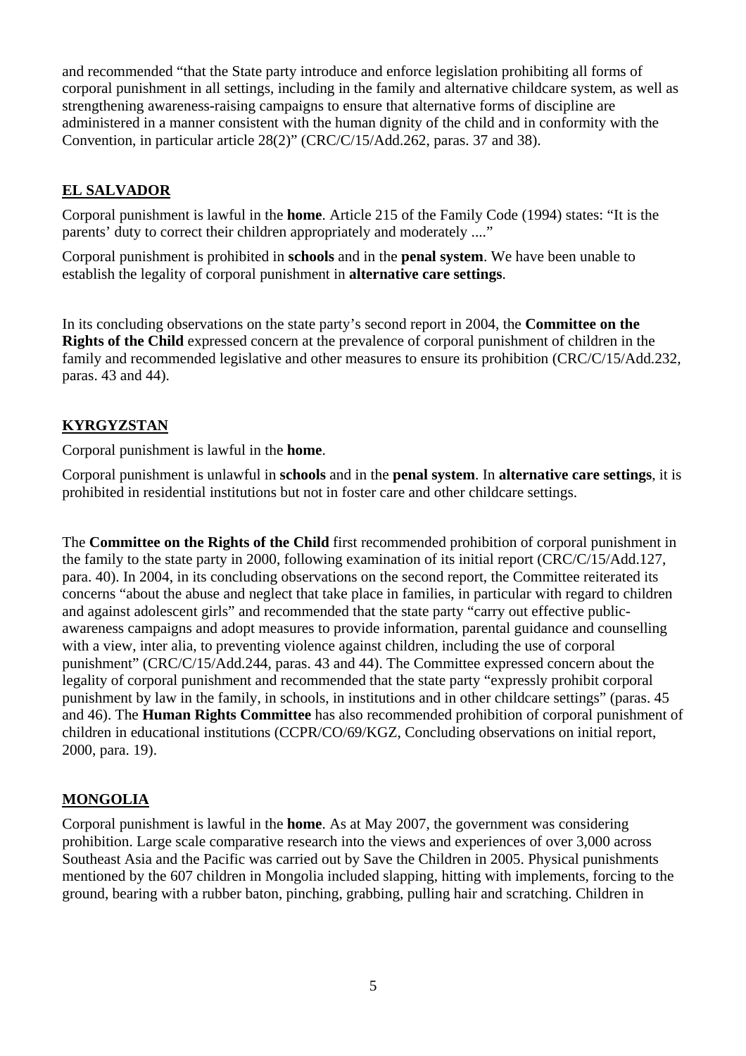and recommended “that the State party introduce and enforce legislation prohibiting all forms of corporal punishment in all settings, including in the family and alternative childcare system, as well as strengthening awareness-raising campaigns to ensure that alternative forms of discipline are administered in a manner consistent with the human dignity of the child and in conformity with the Convention, in particular article 28(2)” (CRC/C/15/Add.262, paras. 37 and 38).

## EL SALVADOR

Corporal punishment is lawful in the **home**. Article 215 of the Family Code (1994) states: “It is the parents’ duty to correct their children appropriately and moderately ....”

Corporal punishment is prohibited in **schools** and in the **penal system**. We have been unable to establish the legality of corporal punishment in **alternative care settings**.

In its concluding observations on the state party’s second report in 2004, the **Committee on the Rights of the Child** expressed concern at the prevalence of corporal punishment of children in the family and recommended legislative and other measures to ensure its prohibition (CRC/C/15/Add.232, paras. 43 and 44).

## KYRGYZSTAN

Corporal punishment is lawful in the **home**.

Corporal punishment is unlawful in **schools** and in the **penal system**. In **alternative care settings**, it is prohibited in residential institutions but not in foster care and other childcare settings.

The **Committee on the Rights of the Child** first recommended prohibition of corporal punishment in the family to the state party in 2000, following examination of its initial report (CRC/C/15/Add.127, para. 40). In 2004, in its concluding observations on the second report, the Committee reiterated its concerns “about the abuse and neglect that take place in families, in particular with regard to children and against adolescent girls” and recommended that the state party “carry out effective public-awareness campaigns and adopt measures to provide information, parental guidance and counselling with a view, inter alia, to preventing violence against children, including the use of corporal punishment” (CRC/C/15/Add.244, paras. 43 and 44). The Committee expressed concern about the legality of corporal punishment and recommended that the state party “expressly prohibit corporal punishment by law in the family, in schools, in institutions and in other childcare settings” (paras. 45 and 46). The **Human Rights Committee** has also recommended prohibition of corporal punishment of children in educational institutions (CCPR/CO/69/KGZ, Concluding observations on initial report, 2000, para. 19).

## MONGOLIA

Corporal punishment is lawful in the **home**. As at May 2007, the government was considering prohibition. Large scale comparative research into the views and experiences of over 3,000 across Southeast Asia and the Pacific was carried out by Save the Children in 2005. Physical punishments mentioned by the 607 children in Mongolia included slapping, hitting with implements, forcing to the ground, bearing with a rubber baton, pinching, grabbing, pulling hair and scratching. Children in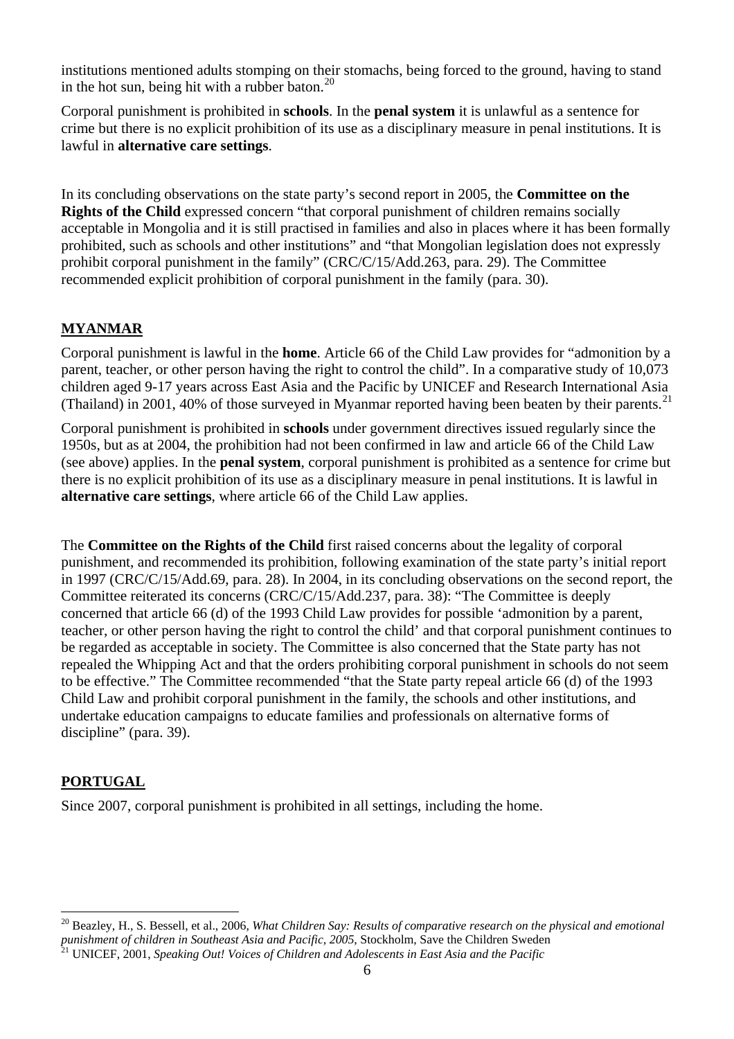institutions mentioned adults stomping on their stomachs, being forced to the ground, having to stand in the hot sun, being hit with a rubber baton.[20]

Corporal punishment is prohibited in **schools**. In the **penal system** it is unlawful as a sentence for crime but there is no explicit prohibition of its use as a disciplinary measure in penal institutions. It is lawful in **alternative care settings**.

In its concluding observations on the state party's second report in 2005, the **Committee on the Rights of the Child** expressed concern "that corporal punishment of children remains socially acceptable in Mongolia and it is still practised in families and also in places where it has been formally prohibited, such as schools and other institutions" and "that Mongolian legislation does not expressly prohibit corporal punishment in the family" (CRC/C/15/Add.263, para. 29). The Committee recommended explicit prohibition of corporal punishment in the family (para. 30).

## MYANMAR

Corporal punishment is lawful in the **home**. Article 66 of the Child Law provides for "admonition by a parent, teacher, or other person having the right to control the child". In a comparative study of 10,073 children aged 9-17 years across East Asia and the Pacific by UNICEF and Research International Asia (Thailand) in 2001, 40% of those surveyed in Myanmar reported having been beaten by their parents.[21]

Corporal punishment is prohibited in **schools** under government directives issued regularly since the 1950s, but as at 2004, the prohibition had not been confirmed in law and article 66 of the Child Law (see above) applies. In the **penal system**, corporal punishment is prohibited as a sentence for crime but there is no explicit prohibition of its use as a disciplinary measure in penal institutions. It is lawful in **alternative care settings**, where article 66 of the Child Law applies.

The **Committee on the Rights of the Child** first raised concerns about the legality of corporal punishment, and recommended its prohibition, following examination of the state party's initial report in 1997 (CRC/C/15/Add.69, para. 28). In 2004, in its concluding observations on the second report, the Committee reiterated its concerns (CRC/C/15/Add.237, para. 38): "The Committee is deeply concerned that article 66 (d) of the 1993 Child Law provides for possible 'admonition by a parent, teacher, or other person having the right to control the child' and that corporal punishment continues to be regarded as acceptable in society. The Committee is also concerned that the State party has not repealed the Whipping Act and that the orders prohibiting corporal punishment in schools do not seem to be effective." The Committee recommended "that the State party repeal article 66 (d) of the 1993 Child Law and prohibit corporal punishment in the family, the schools and other institutions, and undertake education campaigns to educate families and professionals on alternative forms of discipline" (para. 39).

## PORTUGAL

Since 2007, corporal punishment is prohibited in all settings, including the home.

---

[20] Beazley, H., S. Bessell, et al., 2006, *What Children Say: Results of comparative research on the physical and emotional punishment of children in Southeast Asia and Pacific, 2005*, Stockholm, Save the Children Sweden

[21] UNICEF, 2001, *Speaking Out! Voices of Children and Adolescents in East Asia and the Pacific*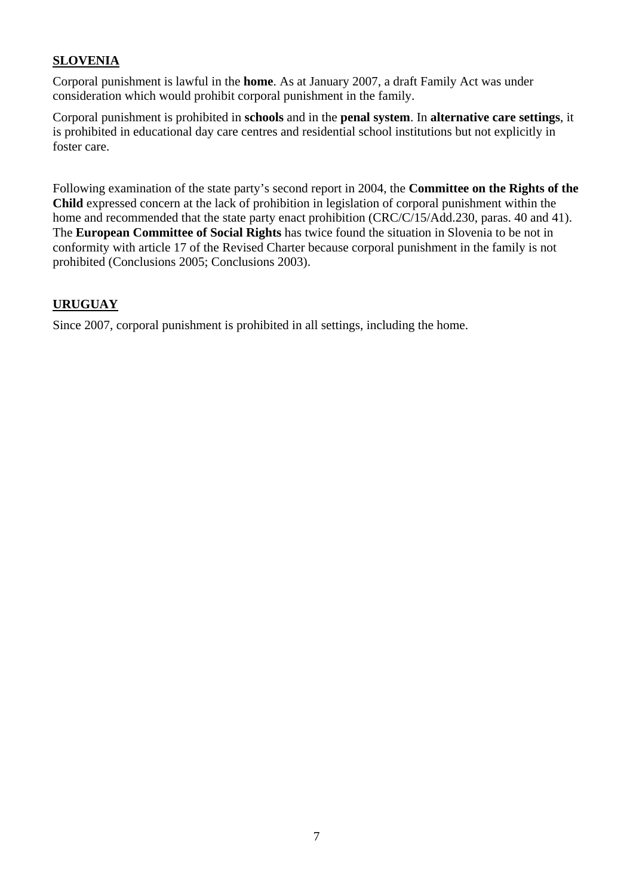## SLOVENIA

Corporal punishment is lawful in the **home**. As at January 2007, a draft Family Act was under consideration which would prohibit corporal punishment in the family.

Corporal punishment is prohibited in **schools** and in the **penal system**. In **alternative care settings**, it is prohibited in educational day care centres and residential school institutions but not explicitly in foster care.

Following examination of the state party's second report in 2004, the **Committee on the Rights of the Child** expressed concern at the lack of prohibition in legislation of corporal punishment within the home and recommended that the state party enact prohibition (CRC/C/15/Add.230, paras. 40 and 41). The **European Committee of Social Rights** has twice found the situation in Slovenia to be not in conformity with article 17 of the Revised Charter because corporal punishment in the family is not prohibited (Conclusions 2005; Conclusions 2003).

## URUGUAY

Since 2007, corporal punishment is prohibited in all settings, including the home.